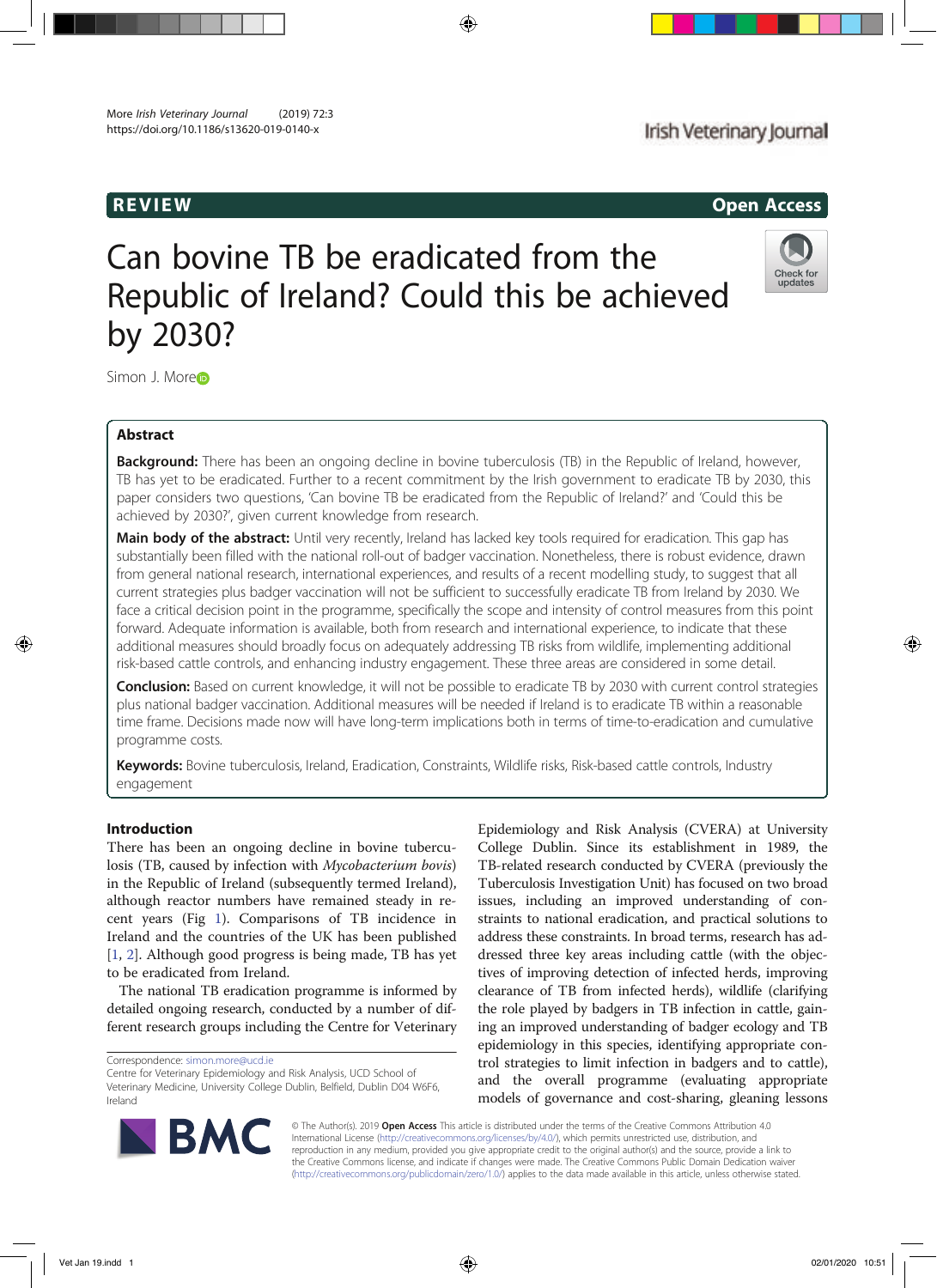REVIEW

Open Access

# Can bovine TB be eradicated from the Republic of Ireland? Could this be achieved by 2030?

Simon J. More

## Abstract

**Background:** There has been an ongoing decline in bovine tuberculosis (TB) in the Republic of Ireland, however, TB has yet to be eradicated. Further to a recent commitment by the Irish government to eradicate TB by 2030, this paper considers two questions, 'Can bovine TB be eradicated from the Republic of Ireland?' and 'Could this be achieved by 2030?', given current knowledge from research.

**Main body of the abstract:** Until very recently, Ireland has lacked key tools required for eradication. This gap has substantially been filled with the national roll-out of badger vaccination. Nonetheless, there is robust evidence, drawn from general national research, international experiences, and results of a recent modelling study, to suggest that all current strategies plus badger vaccination will not be sufficient to successfully eradicate TB from Ireland by 2030. We face a critical decision point in the programme, specifically the scope and intensity of control measures from this point forward. Adequate information is available, both from research and international experience, to indicate that these additional measures should broadly focus on adequately addressing TB risks from wildlife, implementing additional risk-based cattle controls, and enhancing industry engagement. These three areas are considered in some detail.

**Conclusion:** Based on current knowledge, it will not be possible to eradicate TB by 2030 with current control strategies plus national badger vaccination. Additional measures will be needed if Ireland is to eradicate TB within a reasonable time frame. Decisions made now will have long-term implications both in terms of time-to-eradication and cumulative programme costs.

**Keywords:** Bovine tuberculosis, Ireland, Eradication, Constraints, Wildlife risks, Risk-based cattle controls, Industry engagement

## Introduction

There has been an ongoing decline in bovine tuberculosis (TB, caused by infection with *Mycobacterium bovis*) in the Republic of Ireland (subsequently termed Ireland), although reactor numbers have remained steady in recent years (Fig 1). Comparisons of TB incidence in Ireland and the countries of the UK has been published [1, 2]. Although good progress is being made, TB has yet to be eradicated from Ireland.

The national TB eradication programme is informed by detailed ongoing research, conducted by a number of different research groups including the Centre for Veterinary Epidemiology and Risk Analysis (CVERA) at University College Dublin. Since its establishment in 1989, the TB-related research conducted by CVERA (previously the Tuberculosis Investigation Unit) has focused on two broad issues, including an improved understanding of constraints to national eradication, and practical solutions to address these constraints. In broad terms, research has addressed three key areas including cattle (with the objectives of improving detection of infected herds, improving clearance of TB from infected herds), wildlife (clarifying the role played by badgers in TB infection in cattle, gaining an improved understanding of badger ecology and TB epidemiology in this species, identifying appropriate control strategies to limit infection in badgers and to cattle), and the overall programme (evaluating appropriate models of governance and cost-sharing, gleaning lessons

Correspondence: simon.more@ucd.ie
Centre for Veterinary Epidemiology and Risk Analysis, UCD School of Veterinary Medicine, University College Dublin, Belfield, Dublin D04 W6F6, Ireland

© The Author(s). 2019 **Open Access** This article is distributed under the terms of the Creative Commons Attribution 4.0 International License (http://creativecommons.org/licenses/by/4.0/), which permits unrestricted use, distribution, and reproduction in any medium, provided you give appropriate credit to the original author(s) and the source, provide a link to the Creative Commons license, and indicate if changes were made. The Creative Commons Public Domain Dedication waiver (http://creativecommons.org/publicdomain/zero/1.0/) applies to the data made available in this article, unless otherwise stated.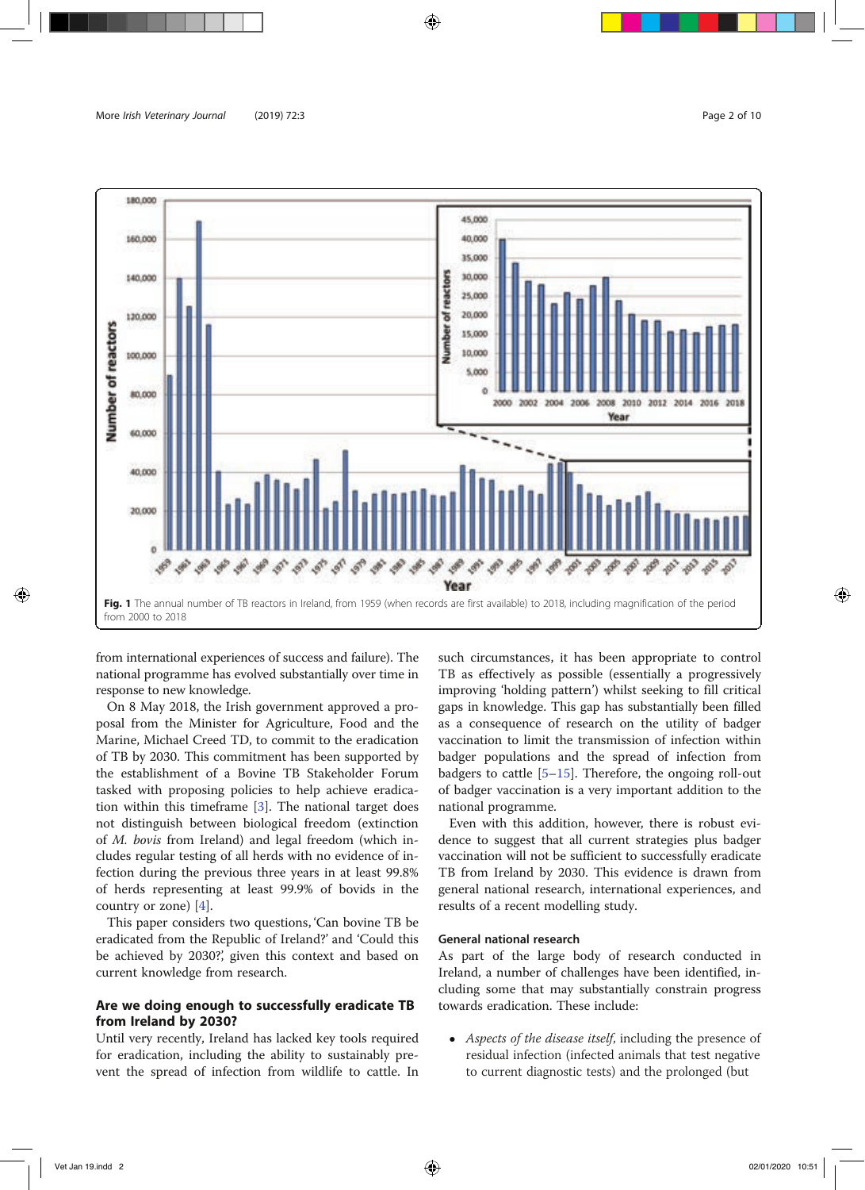Fig. 1 The annual number of TB reactors in Ireland, from 1959 (when records are first available) to 2018, including magnification of the period from 2000 to 2018

from international experiences of success and failure). The national programme has evolved substantially over time in response to new knowledge.

On 8 May 2018, the Irish government approved a proposal from the Minister for Agriculture, Food and the Marine, Michael Creed TD, to commit to the eradication of TB by 2030. This commitment has been supported by the establishment of a Bovine TB Stakeholder Forum tasked with proposing policies to help achieve eradication within this timeframe [3]. The national target does not distinguish between biological freedom (extinction of *M. bovis* from Ireland) and legal freedom (which includes regular testing of all herds with no evidence of infection during the previous three years in at least 99.8% of herds representing at least 99.9% of bovids in the country or zone) [4].

This paper considers two questions, 'Can bovine TB be eradicated from the Republic of Ireland?' and 'Could this be achieved by 2030?', given this context and based on current knowledge from research.

## Are we doing enough to successfully eradicate TB from Ireland by 2030?

Until very recently, Ireland has lacked key tools required for eradication, including the ability to sustainably prevent the spread of infection from wildlife to cattle. In such circumstances, it has been appropriate to control TB as effectively as possible (essentially a progressively improving 'holding pattern') whilst seeking to fill critical gaps in knowledge. This gap has substantially been filled as a consequence of research on the utility of badger vaccination to limit the transmission of infection within badger populations and the spread of infection from badgers to cattle [5–15]. Therefore, the ongoing roll-out of badger vaccination is a very important addition to the national programme.

Even with this addition, however, there is robust evidence to suggest that all current strategies plus badger vaccination will not be sufficient to successfully eradicate TB from Ireland by 2030. This evidence is drawn from general national research, international experiences, and results of a recent modelling study.

### General national research

As part of the large body of research conducted in Ireland, a number of challenges have been identified, including some that may substantially constrain progress towards eradication. These include:

- *Aspects of the disease itself*, including the presence of residual infection (infected animals that test negative to current diagnostic tests) and the prolonged (but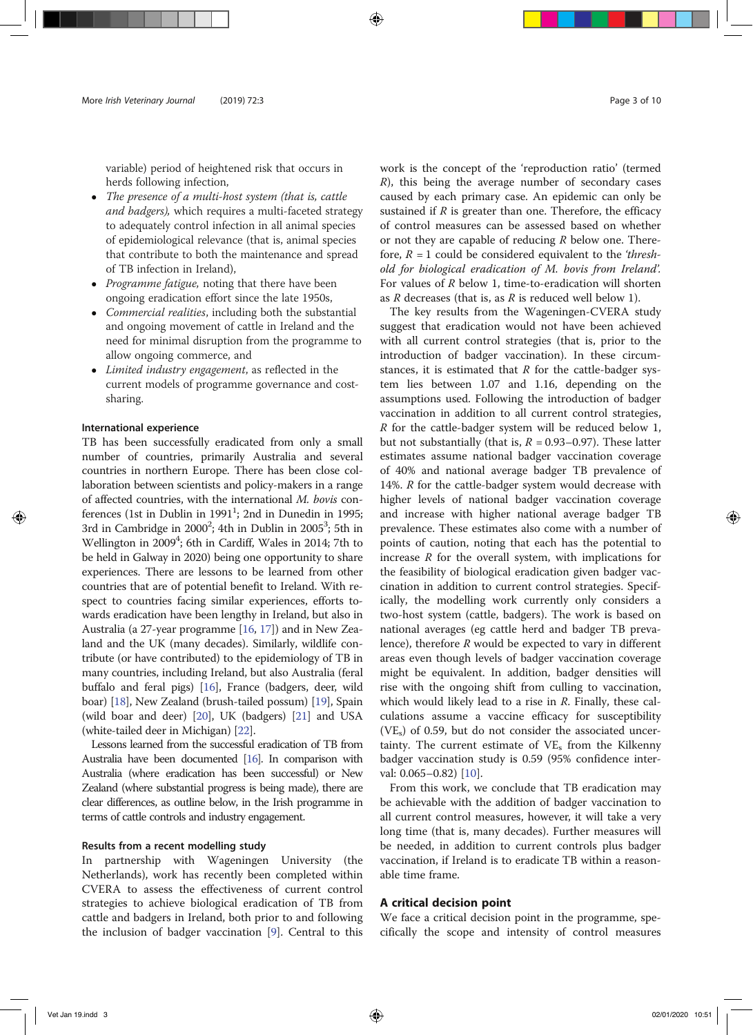variable) period of heightened risk that occurs in herds following infection,

- *The presence of a multi-host system (that is, cattle and badgers),* which requires a multi-faceted strategy to adequately control infection in all animal species of epidemiological relevance (that is, animal species that contribute to both the maintenance and spread of TB infection in Ireland),
- *Programme fatigue,* noting that there have been ongoing eradication effort since the late 1950s,
- *Commercial realities*, including both the substantial and ongoing movement of cattle in Ireland and the need for minimal disruption from the programme to allow ongoing commerce, and
- *Limited industry engagement*, as reflected in the current models of programme governance and cost-sharing.

### International experience

TB has been successfully eradicated from only a small number of countries, primarily Australia and several countries in northern Europe. There has been close collaboration between scientists and policy-makers in a range of affected countries, with the international *M. bovis* conferences (1st in Dublin in 1991[1]; 2nd in Dunedin in 1995; 3rd in Cambridge in 2000[2]; 4th in Dublin in 2005[3]; 5th in Wellington in 2009[4]; 6th in Cardiff, Wales in 2014; 7th to be held in Galway in 2020) being one opportunity to share experiences. There are lessons to be learned from other countries that are of potential benefit to Ireland. With respect to countries facing similar experiences, efforts towards eradication have been lengthy in Ireland, but also in Australia (a 27-year programme [16, 17]) and in New Zealand and the UK (many decades). Similarly, wildlife contribute (or have contributed) to the epidemiology of TB in many countries, including Ireland, but also Australia (feral buffalo and feral pigs) [16], France (badgers, deer, wild boar) [18], New Zealand (brush-tailed possum) [19], Spain (wild boar and deer) [20], UK (badgers) [21] and USA (white-tailed deer in Michigan) [22].

Lessons learned from the successful eradication of TB from Australia have been documented [16]. In comparison with Australia (where eradication has been successful) or New Zealand (where substantial progress is being made), there are clear differences, as outline below, in the Irish programme in terms of cattle controls and industry engagement.

### Results from a recent modelling study

In partnership with Wageningen University (the Netherlands), work has recently been completed within CVERA to assess the effectiveness of current control strategies to achieve biological eradication of TB from cattle and badgers in Ireland, both prior to and following the inclusion of badger vaccination [9]. Central to this work is the concept of the 'reproduction ratio' (termed $R$), this being the average number of secondary cases caused by each primary case. An epidemic can only be sustained if $R$ is greater than one. Therefore, the efficacy of control measures can be assessed based on whether or not they are capable of reducing $R$ below one. Therefore, $R = 1$ could be considered equivalent to the *'threshold for biological eradication of M. bovis from Ireland'.* For values of $R$ below 1, time-to-eradication will shorten as $R$ decreases (that is, as $R$ is reduced well below 1).

The key results from the Wageningen-CVERA study suggest that eradication would not have been achieved with all current control strategies (that is, prior to the introduction of badger vaccination). In these circumstances, it is estimated that $R$ for the cattle-badger system lies between 1.07 and 1.16, depending on the assumptions used. Following the introduction of badger vaccination in addition to all current control strategies, $R$ for the cattle-badger system will be reduced below 1, but not substantially (that is, $R = 0.93–0.97$). These latter estimates assume national badger vaccination coverage of 40% and national average badger TB prevalence of 14%. $R$ for the cattle-badger system would decrease with higher levels of national badger vaccination coverage and increase with higher national average badger TB prevalence. These estimates also come with a number of points of caution, noting that each has the potential to increase $R$ for the overall system, with implications for the feasibility of biological eradication given badger vaccination in addition to current control strategies. Specifically, the modelling work currently only considers a two-host system (cattle, badgers). The work is based on national averages (eg cattle herd and badger TB prevalence), therefore $R$ would be expected to vary in different areas even though levels of badger vaccination coverage might be equivalent. In addition, badger densities will rise with the ongoing shift from culling to vaccination, which would likely lead to a rise in $R$. Finally, these calculations assume a vaccine efficacy for susceptibility ($VE_s$) of 0.59, but do not consider the associated uncertainty. The current estimate of $VE_s$ from the Kilkenny badger vaccination study is 0.59 (95% confidence interval: 0.065–0.82) [10].

From this work, we conclude that TB eradication may be achievable with the addition of badger vaccination to all current control measures, however, it will take a very long time (that is, many decades). Further measures will be needed, in addition to current controls plus badger vaccination, if Ireland is to eradicate TB within a reasonable time frame.

## A critical decision point

We face a critical decision point in the programme, specifically the scope and intensity of control measures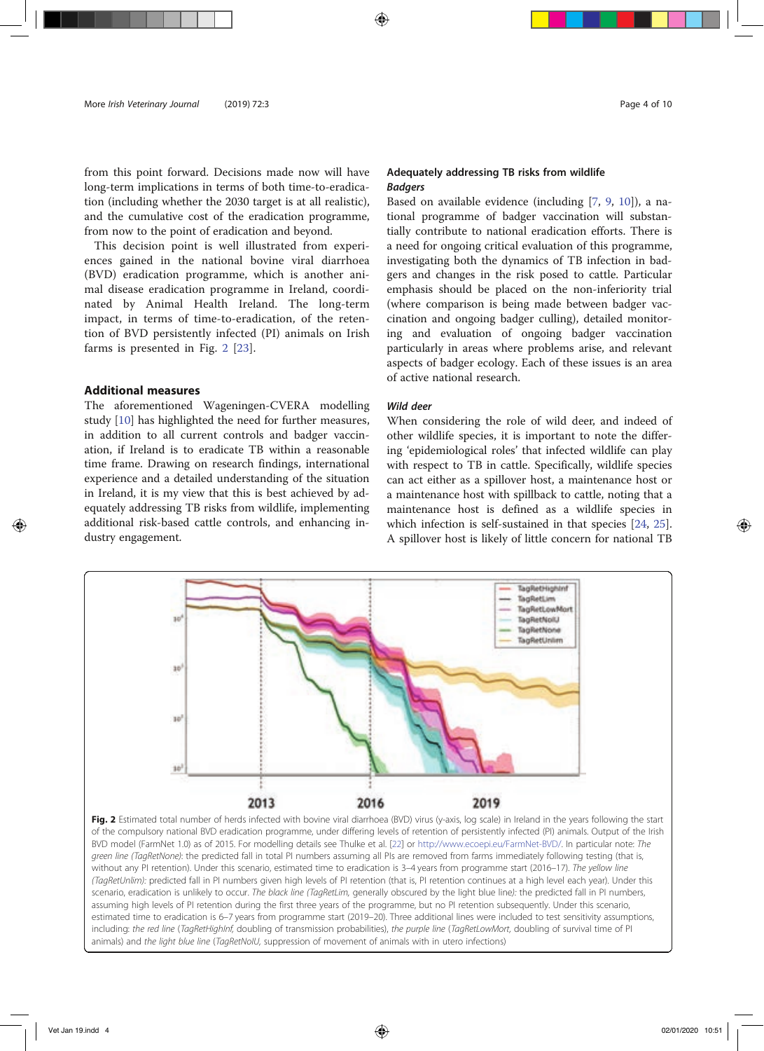from this point forward. Decisions made now will have long-term implications in terms of both time-to-eradication (including whether the 2030 target is at all realistic), and the cumulative cost of the eradication programme, from now to the point of eradication and beyond.

This decision point is well illustrated from experiences gained in the national bovine viral diarrhoea (BVD) eradication programme, which is another animal disease eradication programme in Ireland, coordinated by Animal Health Ireland. The long-term impact, in terms of time-to-eradication, of the retention of BVD persistently infected (PI) animals on Irish farms is presented in Fig. 2 [23].

## Additional measures

The aforementioned Wageningen-CVERA modelling study [10] has highlighted the need for further measures, in addition to all current controls and badger vaccination, if Ireland is to eradicate TB within a reasonable time frame. Drawing on research findings, international experience and a detailed understanding of the situation in Ireland, it is my view that this is best achieved by adequately addressing TB risks from wildlife, implementing additional risk-based cattle controls, and enhancing industry engagement.

### Adequately addressing TB risks from wildlife

#### *Badgers*

Based on available evidence (including [7, 9, 10]), a national programme of badger vaccination will substantially contribute to national eradication efforts. There is a need for ongoing critical evaluation of this programme, investigating both the dynamics of TB infection in badgers and changes in the risk posed to cattle. Particular emphasis should be placed on the non-inferiority trial (where comparison is being made between badger vaccination and ongoing badger culling), detailed monitoring and evaluation of ongoing badger vaccination particularly in areas where problems arise, and relevant aspects of badger ecology. Each of these issues is an area of active national research.

#### *Wild deer*

When considering the role of wild deer, and indeed of other wildlife species, it is important to note the differing 'epidemiological roles' that infected wildlife can play with respect to TB in cattle. Specifically, wildlife species can act either as a spillover host, a maintenance host or a maintenance host with spillback to cattle, noting that a maintenance host is defined as a wildlife species in which infection is self-sustained in that species [24, 25]. A spillover host is likely of little concern for national TB

**Fig. 2** Estimated total number of herds infected with bovine viral diarrhoea (BVD) virus (y-axis, log scale) in Ireland in the years following the start of the compulsory national BVD eradication programme, under differing levels of retention of persistently infected (PI) animals. Output of the Irish BVD model (FarmNet 1.0) as of 2015. For modelling details see Thulke et al. [22] or http://www.ecoepi.eu/FarmNet-BVD/. In particular note: *The green line (TagRetNone)*: the predicted fall in total PI numbers assuming all PIs are removed from farms immediately following testing (that is, without any PI retention). Under this scenario, estimated time to eradication is 3–4 years from programme start (2016–17). *The yellow line (TagRetUnlim)*: predicted fall in PI numbers given high levels of PI retention (that is, PI retention continues at a high level each year). Under this scenario, eradication is unlikely to occur. *The black line (TagRetLim*, generally obscured by the light blue line*)*: the predicted fall in PI numbers, assuming high levels of PI retention during the first three years of the programme, but no PI retention subsequently. Under this scenario, estimated time to eradication is 6–7 years from programme start (2019–20). Three additional lines were included to test sensitivity assumptions, including: *the red line* (*TagRetHighInf*, doubling of transmission probabilities), *the purple line* (*TagRetLowMort*, doubling of survival time of PI animals) and *the light blue line* (*TagRetNoIU*, suppression of movement of animals with in utero infections)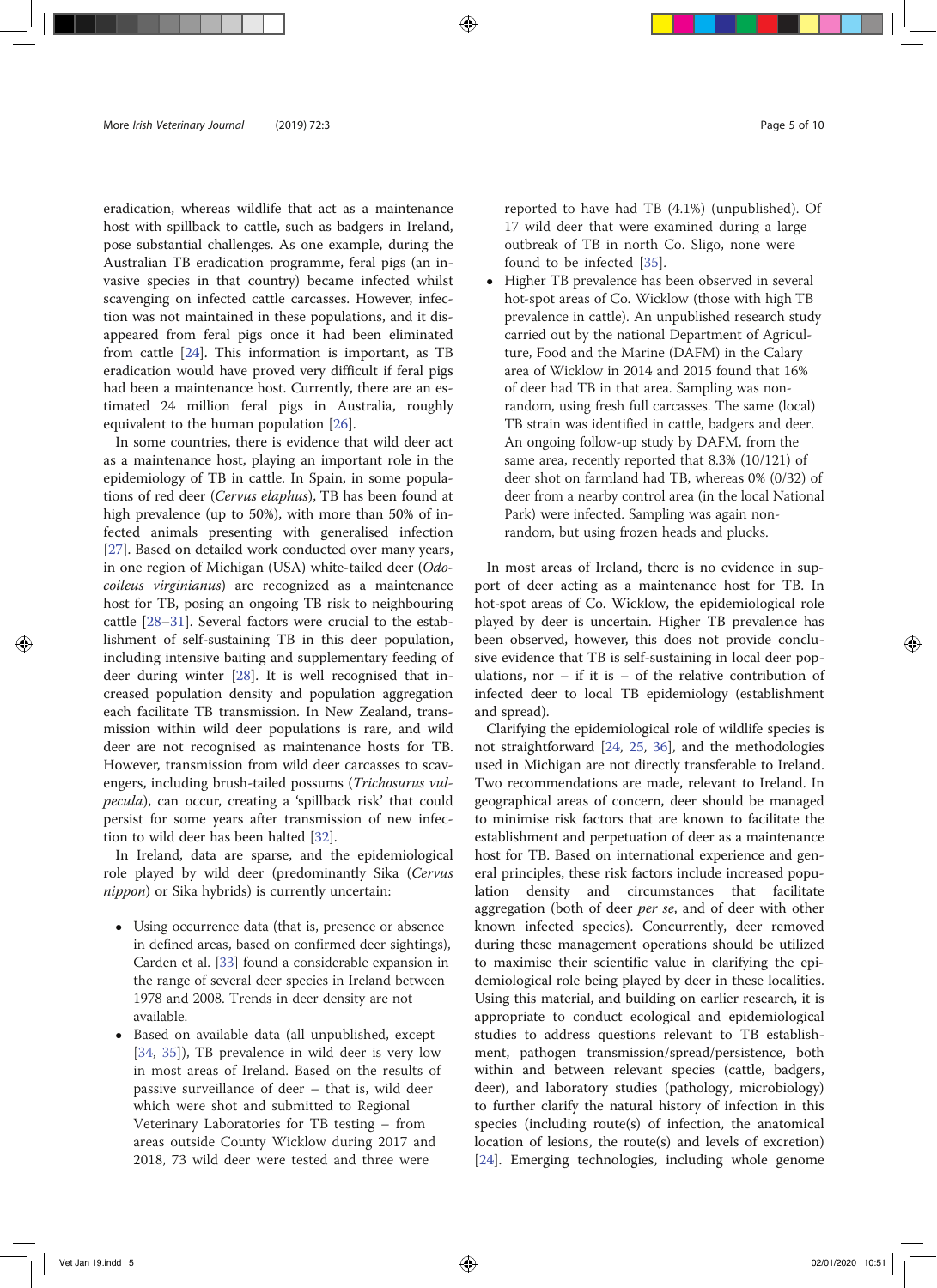eradication, whereas wildlife that act as a maintenance host with spillback to cattle, such as badgers in Ireland, pose substantial challenges. As one example, during the Australian TB eradication programme, feral pigs (an invasive species in that country) became infected whilst scavenging on infected cattle carcasses. However, infection was not maintained in these populations, and it disappeared from feral pigs once it had been eliminated from cattle [24]. This information is important, as TB eradication would have proved very difficult if feral pigs had been a maintenance host. Currently, there are an estimated 24 million feral pigs in Australia, roughly equivalent to the human population [26].

In some countries, there is evidence that wild deer act as a maintenance host, playing an important role in the epidemiology of TB in cattle. In Spain, in some populations of red deer (*Cervus elaphus*), TB has been found at high prevalence (up to 50%), with more than 50% of infected animals presenting with generalised infection [27]. Based on detailed work conducted over many years, in one region of Michigan (USA) white-tailed deer (*Odocoileus virginianus*) are recognized as a maintenance host for TB, posing an ongoing TB risk to neighbouring cattle [28–31]. Several factors were crucial to the establishment of self-sustaining TB in this deer population, including intensive baiting and supplementary feeding of deer during winter [28]. It is well recognised that increased population density and population aggregation each facilitate TB transmission. In New Zealand, transmission within wild deer populations is rare, and wild deer are not recognised as maintenance hosts for TB. However, transmission from wild deer carcasses to scavengers, including brush-tailed possums (*Trichosurus vulpecula*), can occur, creating a 'spillback risk' that could persist for some years after transmission of new infection to wild deer has been halted [32].

In Ireland, data are sparse, and the epidemiological role played by wild deer (predominantly Sika (*Cervus nippon*) or Sika hybrids) is currently uncertain:

- Using occurrence data (that is, presence or absence in defined areas, based on confirmed deer sightings), Carden et al. [33] found a considerable expansion in the range of several deer species in Ireland between 1978 and 2008. Trends in deer density are not available.
- Based on available data (all unpublished, except [34, 35]), TB prevalence in wild deer is very low in most areas of Ireland. Based on the results of passive surveillance of deer – that is, wild deer which were shot and submitted to Regional Veterinary Laboratories for TB testing – from areas outside County Wicklow during 2017 and 2018, 73 wild deer were tested and three were reported to have had TB (4.1%) (unpublished). Of 17 wild deer that were examined during a large outbreak of TB in north Co. Sligo, none were found to be infected [35].
- Higher TB prevalence has been observed in several hot-spot areas of Co. Wicklow (those with high TB prevalence in cattle). An unpublished research study carried out by the national Department of Agriculture, Food and the Marine (DAFM) in the Calary area of Wicklow in 2014 and 2015 found that 16% of deer had TB in that area. Sampling was non-random, using fresh full carcasses. The same (local) TB strain was identified in cattle, badgers and deer. An ongoing follow-up study by DAFM, from the same area, recently reported that 8.3% (10/121) of deer shot on farmland had TB, whereas 0% (0/32) of deer from a nearby control area (in the local National Park) were infected. Sampling was again non-random, but using frozen heads and plucks.

In most areas of Ireland, there is no evidence in support of deer acting as a maintenance host for TB. In hot-spot areas of Co. Wicklow, the epidemiological role played by deer is uncertain. Higher TB prevalence has been observed, however, this does not provide conclusive evidence that TB is self-sustaining in local deer populations, nor – if it is – of the relative contribution of infected deer to local TB epidemiology (establishment and spread).

Clarifying the epidemiological role of wildlife species is not straightforward [24, 25, 36], and the methodologies used in Michigan are not directly transferable to Ireland. Two recommendations are made, relevant to Ireland. In geographical areas of concern, deer should be managed to minimise risk factors that are known to facilitate the establishment and perpetuation of deer as a maintenance host for TB. Based on international experience and general principles, these risk factors include increased population density and circumstances that facilitate aggregation (both of deer *per se*, and of deer with other known infected species). Concurrently, deer removed during these management operations should be utilized to maximise their scientific value in clarifying the epidemiological role being played by deer in these localities. Using this material, and building on earlier research, it is appropriate to conduct ecological and epidemiological studies to address questions relevant to TB establishment, pathogen transmission/spread/persistence, both within and between relevant species (cattle, badgers, deer), and laboratory studies (pathology, microbiology) to further clarify the natural history of infection in this species (including route(s) of infection, the anatomical location of lesions, the route(s) and levels of excretion) [24]. Emerging technologies, including whole genome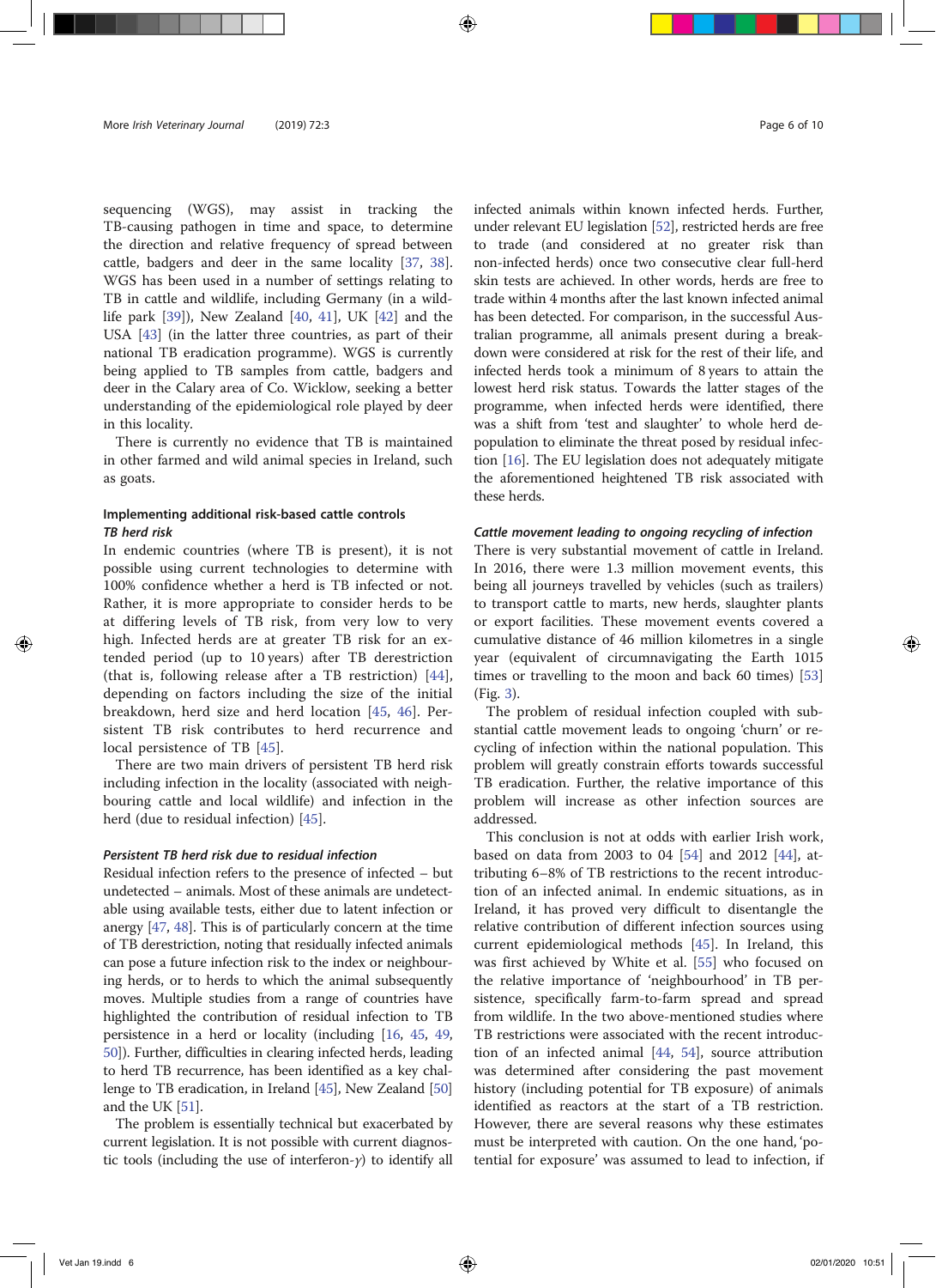sequencing (WGS), may assist in tracking the TB-causing pathogen in time and space, to determine the direction and relative frequency of spread between cattle, badgers and deer in the same locality [37, 38]. WGS has been used in a number of settings relating to TB in cattle and wildlife, including Germany (in a wildlife park [39]), New Zealand [40, 41], UK [42] and the USA [43] (in the latter three countries, as part of their national TB eradication programme). WGS is currently being applied to TB samples from cattle, badgers and deer in the Calary area of Co. Wicklow, seeking a better understanding of the epidemiological role played by deer in this locality.

There is currently no evidence that TB is maintained in other farmed and wild animal species in Ireland, such as goats.

## Implementing additional risk-based cattle controls

### TB herd risk

In endemic countries (where TB is present), it is not possible using current technologies to determine with 100% confidence whether a herd is TB infected or not. Rather, it is more appropriate to consider herds to be at differing levels of TB risk, from very low to very high. Infected herds are at greater TB risk for an extended period (up to 10 years) after TB derestriction (that is, following release after a TB restriction) [44], depending on factors including the size of the initial breakdown, herd size and herd location [45, 46]. Persistent TB risk contributes to herd recurrence and local persistence of TB [45].

There are two main drivers of persistent TB herd risk including infection in the locality (associated with neighbouring cattle and local wildlife) and infection in the herd (due to residual infection) [45].

### *Persistent TB herd risk due to residual infection*

Residual infection refers to the presence of infected – but undetected – animals. Most of these animals are undetectable using available tests, either due to latent infection or anergy [47, 48]. This is of particularly concern at the time of TB derestriction, noting that residually infected animals can pose a future infection risk to the index or neighbouring herds, or to herds to which the animal subsequently moves. Multiple studies from a range of countries have highlighted the contribution of residual infection to TB persistence in a herd or locality (including [16, 45, 49, 50]). Further, difficulties in clearing infected herds, leading to herd TB recurrence, has been identified as a key challenge to TB eradication, in Ireland [45], New Zealand [50] and the UK [51].

The problem is essentially technical but exacerbated by current legislation. It is not possible with current diagnostic tools (including the use of interferon-$\gamma$) to identify all infected animals within known infected herds. Further, under relevant EU legislation [52], restricted herds are free to trade (and considered at no greater risk than non-infected herds) once two consecutive clear full-herd skin tests are achieved. In other words, herds are free to trade within 4 months after the last known infected animal has been detected. For comparison, in the successful Australian programme, all animals present during a breakdown were considered at risk for the rest of their life, and infected herds took a minimum of 8 years to attain the lowest herd risk status. Towards the latter stages of the programme, when infected herds were identified, there was a shift from 'test and slaughter' to whole herd depopulation to eliminate the threat posed by residual infection [16]. The EU legislation does not adequately mitigate the aforementioned heightened TB risk associated with these herds.

### *Cattle movement leading to ongoing recycling of infection*

There is very substantial movement of cattle in Ireland. In 2016, there were 1.3 million movement events, this being all journeys travelled by vehicles (such as trailers) to transport cattle to marts, new herds, slaughter plants or export facilities. These movement events covered a cumulative distance of 46 million kilometres in a single year (equivalent of circumnavigating the Earth 1015 times or travelling to the moon and back 60 times) [53] (Fig. 3).

The problem of residual infection coupled with substantial cattle movement leads to ongoing 'churn' or recycling of infection within the national population. This problem will greatly constrain efforts towards successful TB eradication. Further, the relative importance of this problem will increase as other infection sources are addressed.

This conclusion is not at odds with earlier Irish work, based on data from 2003 to 04 [54] and 2012 [44], attributing 6–8% of TB restrictions to the recent introduction of an infected animal. In endemic situations, as in Ireland, it has proved very difficult to disentangle the relative contribution of different infection sources using current epidemiological methods [45]. In Ireland, this was first achieved by White et al. [55] who focused on the relative importance of 'neighbourhood' in TB persistence, specifically farm-to-farm spread and spread from wildlife. In the two above-mentioned studies where TB restrictions were associated with the recent introduction of an infected animal [44, 54], source attribution was determined after considering the past movement history (including potential for TB exposure) of animals identified as reactors at the start of a TB restriction. However, there are several reasons why these estimates must be interpreted with caution. On the one hand, 'potential for exposure' was assumed to lead to infection, if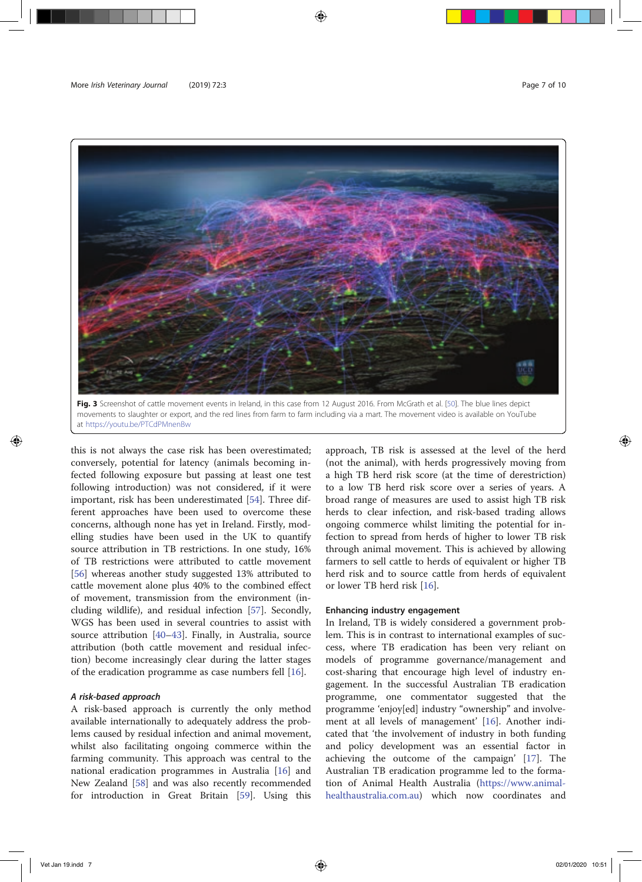Fig. 3 Screenshot of cattle movement events in Ireland, in this case from 12 August 2016. From McGrath et al. [50]. The blue lines depict movements to slaughter or export, and the red lines from farm to farm including via a mart. The movement video is available on YouTube at https://youtu.be/PTCdPMnenBw

this is not always the case risk has been overestimated; conversely, potential for latency (animals becoming infected following exposure but passing at least one test following introduction) was not considered, if it were important, risk has been underestimated [54]. Three different approaches have been used to overcome these concerns, although none has yet in Ireland. Firstly, modelling studies have been used in the UK to quantify source attribution in TB restrictions. In one study, 16% of TB restrictions were attributed to cattle movement [56] whereas another study suggested 13% attributed to cattle movement alone plus 40% to the combined effect of movement, transmission from the environment (including wildlife), and residual infection [57]. Secondly, WGS has been used in several countries to assist with source attribution [40–43]. Finally, in Australia, source attribution (both cattle movement and residual infection) become increasingly clear during the latter stages of the eradication programme as case numbers fell [16].

### A risk-based approach

A risk-based approach is currently the only method available internationally to adequately address the problems caused by residual infection and animal movement, whilst also facilitating ongoing commerce within the farming community. This approach was central to the national eradication programmes in Australia [16] and New Zealand [58] and was also recently recommended for introduction in Great Britain [59]. Using this approach, TB risk is assessed at the level of the herd (not the animal), with herds progressively moving from a high TB herd risk score (at the time of derestriction) to a low TB herd risk score over a series of years. A broad range of measures are used to assist high TB risk herds to clear infection, and risk-based trading allows ongoing commerce whilst limiting the potential for infection to spread from herds of higher to lower TB risk through animal movement. This is achieved by allowing farmers to sell cattle to herds of equivalent or higher TB herd risk and to source cattle from herds of equivalent or lower TB herd risk [16].

### Enhancing industry engagement

In Ireland, TB is widely considered a government problem. This is in contrast to international examples of success, where TB eradication has been very reliant on models of programme governance/management and cost-sharing that encourage high level of industry engagement. In the successful Australian TB eradication programme, one commentator suggested that the programme 'enjoy[ed] industry "ownership" and involvement at all levels of management' [16]. Another indicated that 'the involvement of industry in both funding and policy development was an essential factor in achieving the outcome of the campaign' [17]. The Australian TB eradication programme led to the formation of Animal Health Australia (https://www.animalhealthaustralia.com.au) which now coordinates and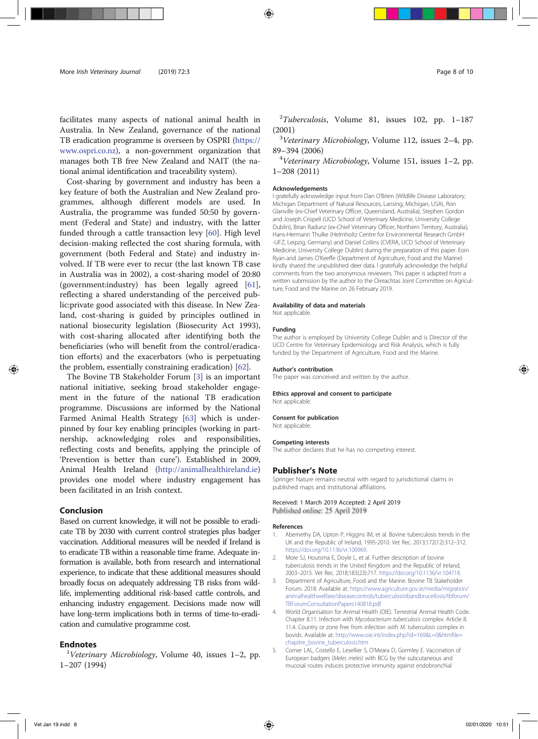facilitates many aspects of national animal health in Australia. In New Zealand, governance of the national TB eradication programme is overseen by OSPRI (https://www.ospri.co.nz), a non-government organization that manages both TB free New Zealand and NAIT (the national animal identification and traceability system).

Cost-sharing by government and industry has been a key feature of both the Australian and New Zealand programmes, although different models are used. In Australia, the programme was funded 50:50 by government (Federal and State) and industry, with the latter funded through a cattle transaction levy [60]. High level decision-making reflected the cost sharing formula, with government (both Federal and State) and industry involved. If TB were ever to recur (the last known TB case in Australia was in 2002), a cost-sharing model of 20:80 (government:industry) has been legally agreed [61], reflecting a shared understanding of the perceived public:private good associated with this disease. In New Zealand, cost-sharing is guided by principles outlined in national biosecurity legislation (Biosecurity Act 1993), with cost-sharing allocated after identifying both the beneficiaries (who will benefit from the control/eradication efforts) and the exacerbators (who is perpetuating the problem, essentially constraining eradication) [62].

The Bovine TB Stakeholder Forum [3] is an important national initiative, seeking broad stakeholder engagement in the future of the national TB eradication programme. Discussions are informed by the National Farmed Animal Health Strategy [63] which is underpinned by four key enabling principles (working in partnership, acknowledging roles and responsibilities, reflecting costs and benefits, applying the principle of 'Prevention is better than cure'). Established in 2009, Animal Health Ireland (http://animalhealthireland.ie) provides one model where industry engagement has been facilitated in an Irish context.

## Conclusion

Based on current knowledge, it will not be possible to eradicate TB by 2030 with current control strategies plus badger vaccination. Additional measures will be needed if Ireland is to eradicate TB within a reasonable time frame. Adequate information is available, both from research and international experience, to indicate that these additional measures should broadly focus on adequately addressing TB risks from wildlife, implementing additional risk-based cattle controls, and enhancing industry engagement. Decisions made now will have long-term implications both in terms of time-to-eradication and cumulative programme cost.

## Endnotes

[1] *Veterinary Microbiology*, Volume 40, issues 1–2, pp. 1–207 (1994)

[2] *Tuberculosis*, Volume 81, issues 102, pp. 1–187 (2001)

[3] *Veterinary Microbiology*, Volume 112, issues 2–4, pp. 89–394 (2006)

[4] *Veterinary Microbiology*, Volume 151, issues 1–2, pp. 1–208 (2011)

### Acknowledgements

I gratefully acknowledge input from Dan O'Brien (Wildlife Disease Laboratory, Michigan Department of Natural Resources, Lansing, Michigan, USA), Ron Glanville (ex-Chief Veterinary Officer, Queensland, Australia), Stephen Gordon and Joseph Crispell (UCD School of Veterinary Medicine, University College Dublin), Brian Radunz (ex-Chief Veterinary Officer, Northern Territory, Australia), Hans-Hermann Thulke (Helmholtz Centre for Environmental Research GmbH -UFZ, Leipzig, Germany) and Daniel Collins (CVERA, UCD School of Veterinary Medicine, University College Dublin) during the preparation of this paper. Eoin Ryan and James O'Keeffe (Department of Agriculture, Food and the Marine) kindly shared the unpublished deer data. I gratefully acknowledge the helpful comments from the two anonymous reviewers. This paper is adapted from a written submission by the author to the Oireachtas Joint Committee on Agriculture, Food and the Marine on 26 February 2019.

### Availability of data and materials

Not applicable.

### Funding

The author is employed by University College Dublin and is Director of the UCD Centre for Veterinary Epidemiology and Risk Analysis, which is fully funded by the Department of Agriculture, Food and the Marine.

### Author's contribution

The paper was conceived and written by the author.

### Ethics approval and consent to participate

Not applicable.

### Consent for publication

Not applicable.

### Competing interests

The author declares that he has no competing interest.

## Publisher's Note

Springer Nature remains neutral with regard to jurisdictional claims in published maps and institutional affiliations.

Received: 1 March 2019 Accepted: 2 April 2019
Published online: 25 April 2019

### References

1. Abernethy DA, Upton P, Higgins IM, et al. Bovine tuberculosis trends in the UK and the Republic of Ireland, 1995-2010. Vet Rec. 2013;172(12):312–312. https://doi.org/10.1136/vr.100969.
2. More SJ, Houtsma E, Doyle L, et al. Further description of bovine tuberculosis trends in the United Kingdom and the Republic of Ireland, 2003–2015. Vet Rec. 2018;183(23):717. https://doi.org/10.1136/vr.104718.
3. Department of Agriculture, Food and the Marine. Bovine TB Stakeholder Forum. 2018. Available at: https://www.agriculture.gov.ie/media/migration/animalhealthwelfare/diseasecontrols/tuberculosistbandbrucellosis/tbforum/TBForumConsultationPapers140818.pdf
4. World Organisation for Animal Health (OIE). Terrestrial Animal Health Code. Chapter 8.11. Infection with *Mycobacterium tuberculosis* complex. Article 8.11.4. Country or zone free from infection with *M. tuberculosis* complex in bovids. Available at: http://www.oie.int/index.php?id=169&L=0&htmfile=chapitre_bovine_tuberculosis.htm
5. Corner LAL, Costello E, Lesellier S, O'Meara D, Gormley E. Vaccination of European badgers (*Meles meles*) with BCG by the subcutaneous and mucosal routes induces protective immunity against endobronchial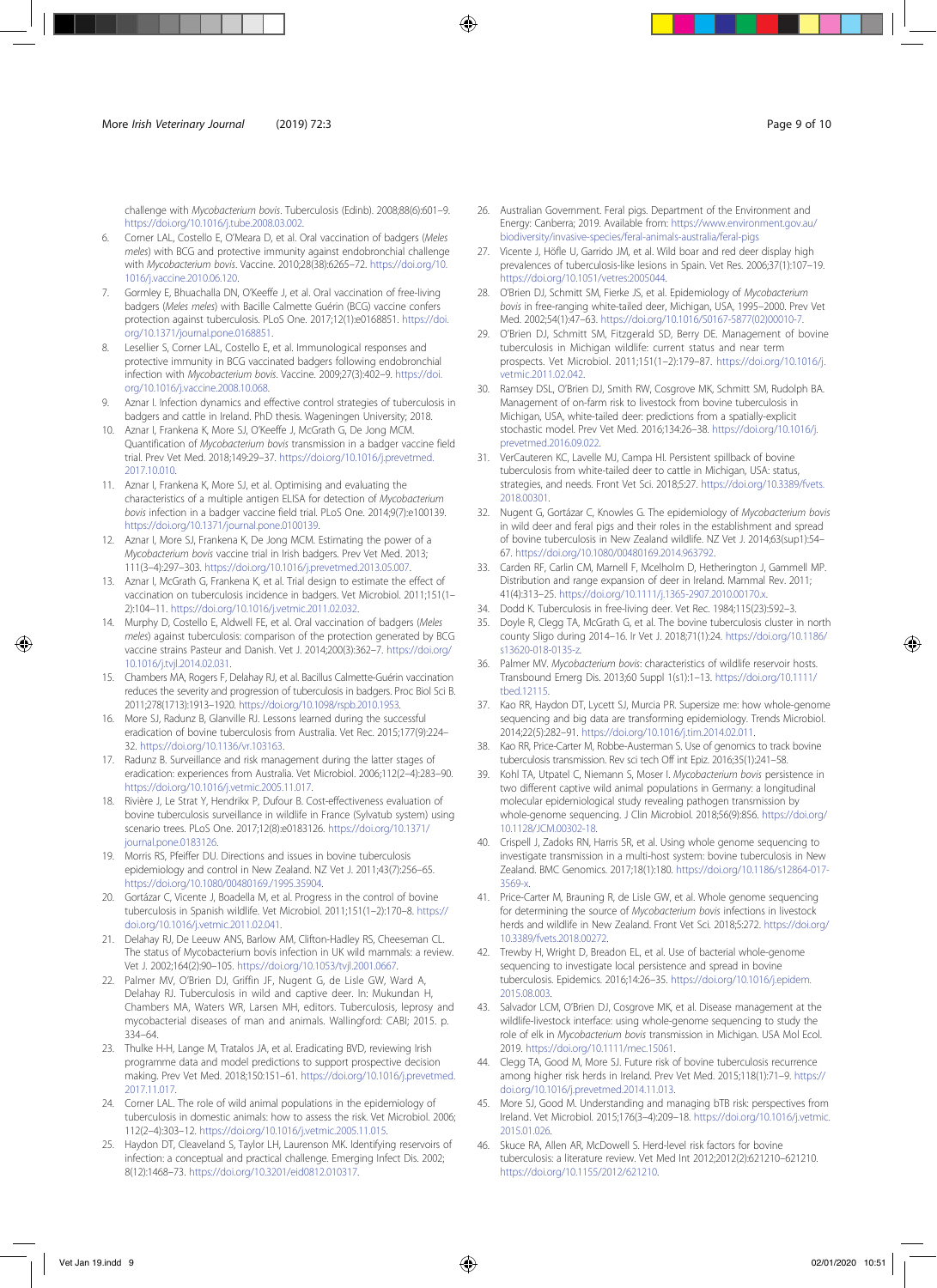challenge with *Mycobacterium bovis*. Tuberculosis (Edinb). 2008;88(6):601–9. https://doi.org/10.1016/j.tube.2008.03.002.

6. Corner LAL, Costello E, O'Meara D, et al. Oral vaccination of badgers (*Meles meles*) with BCG and protective immunity against endobronchial challenge with *Mycobacterium bovis*. Vaccine. 2010;28(38):6265–72. https://doi.org/10.1016/j.vaccine.2010.06.120.
7. Gormley E, Bhuachalla DN, O'Keeffe J, et al. Oral vaccination of free-living badgers (*Meles meles*) with Bacille Calmette Guérin (BCG) vaccine confers protection against tuberculosis. PLoS One. 2017;12(1):e0168851. https://doi.org/10.1371/journal.pone.0168851.
8. Lesellier S, Corner LAL, Costello E, et al. Immunological responses and protective immunity in BCG vaccinated badgers following endobronchial infection with *Mycobacterium bovis*. Vaccine. 2009;27(3):402–9. https://doi.org/10.1016/j.vaccine.2008.10.068.
9. Aznar I. Infection dynamics and effective control strategies of tuberculosis in badgers and cattle in Ireland. PhD thesis. Wageningen University; 2018.
10. Aznar I, Frankena K, More SJ, O'Keeffe J, McGrath G, De Jong MCM. Quantification of *Mycobacterium bovis* transmission in a badger vaccine field trial. Prev Vet Med. 2018;149:29–37. https://doi.org/10.1016/j.prevetmed.2017.10.010.
11. Aznar I, Frankena K, More SJ, et al. Optimising and evaluating the characteristics of a multiple antigen ELISA for detection of *Mycobacterium bovis* infection in a badger vaccine field trial. PLoS One. 2014;9(7):e100139. https://doi.org/10.1371/journal.pone.0100139.
12. Aznar I, More SJ, Frankena K, De Jong MCM. Estimating the power of a *Mycobacterium bovis* vaccine trial in Irish badgers. Prev Vet Med. 2013;111(3–4):297–303. https://doi.org/10.1016/j.prevetmed.2013.05.007.
13. Aznar I, McGrath G, Frankena K, et al. Trial design to estimate the effect of vaccination on tuberculosis incidence in badgers. Vet Microbiol. 2011;151(1–2):104–11. https://doi.org/10.1016/j.vetmic.2011.02.032.
14. Murphy D, Costello E, Aldwell FE, et al. Oral vaccination of badgers (*Meles meles*) against tuberculosis: comparison of the protection generated by BCG vaccine strains Pasteur and Danish. Vet J. 2014;200(3):362–7. https://doi.org/10.1016/j.tvjl.2014.02.031.
15. Chambers MA, Rogers F, Delahay RJ, et al. Bacillus Calmette-Guérin vaccination reduces the severity and progression of tuberculosis in badgers. Proc Biol Sci B. 2011;278(1713):1913–1920. https://doi.org/10.1098/rspb.2010.1953.
16. More SJ, Radunz B, Glanville RJ. Lessons learned during the successful eradication of bovine tuberculosis from Australia. Vet Rec. 2015;177(9):224–32. https://doi.org/10.1136/vr.103163.
17. Radunz B. Surveillance and risk management during the latter stages of eradication: experiences from Australia. Vet Microbiol. 2006;112(2–4):283–90. https://doi.org/10.1016/j.vetmic.2005.11.017.
18. Rivière J, Le Strat Y, Hendrikx P, Dufour B. Cost-effectiveness evaluation of bovine tuberculosis surveillance in wildlife in France (Sylvatub system) using scenario trees. PLoS One. 2017;12(8):e0183126. https://doi.org/10.1371/journal.pone.0183126.
19. Morris RS, Pfeiffer DU. Directions and issues in bovine tuberculosis epidemiology and control in New Zealand. NZ Vet J. 2011;43(7):256–65. https://doi.org/10.1080/00480169./1995.35904.
20. Gortázar C, Vicente J, Boadella M, et al. Progress in the control of bovine tuberculosis in Spanish wildlife. Vet Microbiol. 2011;151(1–2):170–8. https://doi.org/10.1016/j.vetmic.2011.02.041.
21. Delahay RJ, De Leeuw ANS, Barlow AM, Clifton-Hadley RS, Cheeseman CL. The status of Mycobacterium bovis infection in UK wild mammals: a review. Vet J. 2002;164(2):90–105. https://doi.org/10.1053/tvjl.2001.0667.
22. Palmer MV, O'Brien DJ, Griffin JF, Nugent G, de Lisle GW, Ward A, Delahay RJ. Tuberculosis in wild and captive deer. In: Mukundan H, Chambers MA, Waters WR, Larsen MH, editors. Tuberculosis, leprosy and mycobacterial diseases of man and animals. Wallingford: CABI; 2015. p. 334–64.
23. Thulke H-H, Lange M, Tratalos JA, et al. Eradicating BVD, reviewing Irish programme data and model predictions to support prospective decision making. Prev Vet Med. 2018;150:151–61. https://doi.org/10.1016/j.prevetmed.2017.11.017.
24. Corner LAL. The role of wild animal populations in the epidemiology of tuberculosis in domestic animals: how to assess the risk. Vet Microbiol. 2006;112(2–4):303–12. https://doi.org/10.1016/j.vetmic.2005.11.015.
25. Haydon DT, Cleaveland S, Taylor LH, Laurenson MK. Identifying reservoirs of infection: a conceptual and practical challenge. Emerging Infect Dis. 2002;8(12):1468–73. https://doi.org/10.3201/eid0812.010317.
26. Australian Government. Feral pigs. Department of the Environment and Energy: Canberra; 2019. Available from: https://www.environment.gov.au/biodiversity/invasive-species/feral-animals-australia/feral-pigs
27. Vicente J, Höfle U, Garrido JM, et al. Wild boar and red deer display high prevalences of tuberculosis-like lesions in Spain. Vet Res. 2006;37(1):107–19. https://doi.org/10.1051/vetres:2005044.
28. O'Brien DJ, Schmitt SM, Fierke JS, et al. Epidemiology of *Mycobacterium bovis* in free-ranging white-tailed deer, Michigan, USA, 1995–2000. Prev Vet Med. 2002;54(1):47–63. https://doi.org/10.1016/S0167-5877(02)00010-7.
29. O'Brien DJ, Schmitt SM, Fitzgerald SD, Berry DE. Management of bovine tuberculosis in Michigan wildlife: current status and near term prospects. Vet Microbiol. 2011;151(1–2):179–87. https://doi.org/10.1016/j.vetmic.2011.02.042.
30. Ramsey DSL, O'Brien DJ, Smith RW, Cosgrove MK, Schmitt SM, Rudolph BA. Management of on-farm risk to livestock from bovine tuberculosis in Michigan, USA, white-tailed deer: predictions from a spatially-explicit stochastic model. Prev Vet Med. 2016;134:26–38. https://doi.org/10.1016/j.prevetmed.2016.09.022.
31. VerCauteren KC, Lavelle MJ, Campa HI. Persistent spillback of bovine tuberculosis from white-tailed deer to cattle in Michigan, USA: status, strategies, and needs. Front Vet Sci. 2018;5:27. https://doi.org/10.3389/fvets.2018.00301.
32. Nugent G, Gortázar C, Knowles G. The epidemiology of *Mycobacterium bovis* in wild deer and feral pigs and their roles in the establishment and spread of bovine tuberculosis in New Zealand wildlife. NZ Vet J. 2014;63(sup1):54–67. https://doi.org/10.1080/00480169.2014.963792.
33. Carden RF, Carlin CM, Marnell F, Mcelholm D, Hetherington J, Gammell MP. Distribution and range expansion of deer in Ireland. Mammal Rev. 2011;41(4):313–25. https://doi.org/10.1111/j.1365-2907.2010.00170.x.
34. Dodd K. Tuberculosis in free-living deer. Vet Rec. 1984;115(23):592–3.
35. Doyle R, Clegg TA, McGrath G, et al. The bovine tuberculosis cluster in north county Sligo during 2014–16. Ir Vet J. 2018;71(1):24. https://doi.org/10.1186/s13620-018-0135-z.
36. Palmer MV. *Mycobacterium bovis*: characteristics of wildlife reservoir hosts. Transbound Emerg Dis. 2013;60 Suppl 1(s1):1–13. https://doi.org/10.1111/tbed.12115.
37. Kao RR, Haydon DT, Lycett SJ, Murcia PR. Supersize me: how whole-genome sequencing and big data are transforming epidemiology. Trends Microbiol. 2014;22(5):282–91. https://doi.org/10.1016/j.tim.2014.02.011.
38. Kao RR, Price-Carter M, Robbe-Austerman S. Use of genomics to track bovine tuberculosis transmission. Rev sci tech Off int Epiz. 2016;35(1):241–58.
39. Kohl TA, Utpatel C, Niemann S, Moser I. *Mycobacterium bovis* persistence in two different captive wild animal populations in Germany: a longitudinal molecular epidemiological study revealing pathogen transmission by whole-genome sequencing. J Clin Microbiol. 2018;56(9):856. https://doi.org/10.1128/JCM.00302-18.
40. Crispell J, Zadoks RN, Harris SR, et al. Using whole genome sequencing to investigate transmission in a multi-host system: bovine tuberculosis in New Zealand. BMC Genomics. 2017;18(1):180. https://doi.org/10.1186/s12864-017-3569-x.
41. Price-Carter M, Brauning R, de Lisle GW, et al. Whole genome sequencing for determining the source of *Mycobacterium bovis* infections in livestock herds and wildlife in New Zealand. Front Vet Sci. 2018;5:272. https://doi.org/10.3389/fvets.2018.00272.
42. Trewby H, Wright D, Breadon EL, et al. Use of bacterial whole-genome sequencing to investigate local persistence and spread in bovine tuberculosis. Epidemics. 2016;14:26–35. https://doi.org/10.1016/j.epidem.2015.08.003.
43. Salvador LCM, O'Brien DJ, Cosgrove MK, et al. Disease management at the wildlife-livestock interface: using whole-genome sequencing to study the role of elk in *Mycobacterium bovis* transmission in Michigan. USA Mol Ecol. 2019. https://doi.org/10.1111/mec.15061.
44. Clegg TA, Good M, More SJ. Future risk of bovine tuberculosis recurrence among higher risk herds in Ireland. Prev Vet Med. 2015;118(1):71–9. https://doi.org/10.1016/j.prevetmed.2014.11.013.
45. More SJ, Good M. Understanding and managing bTB risk: perspectives from Ireland. Vet Microbiol. 2015;176(3–4):209–18. https://doi.org/10.1016/j.vetmic.2015.01.026.
46. Skuce RA, Allen AR, McDowell S. Herd-level risk factors for bovine tuberculosis: a literature review. Vet Med Int 2012;2012(2):621210–621210. https://doi.org/10.1155/2012/621210.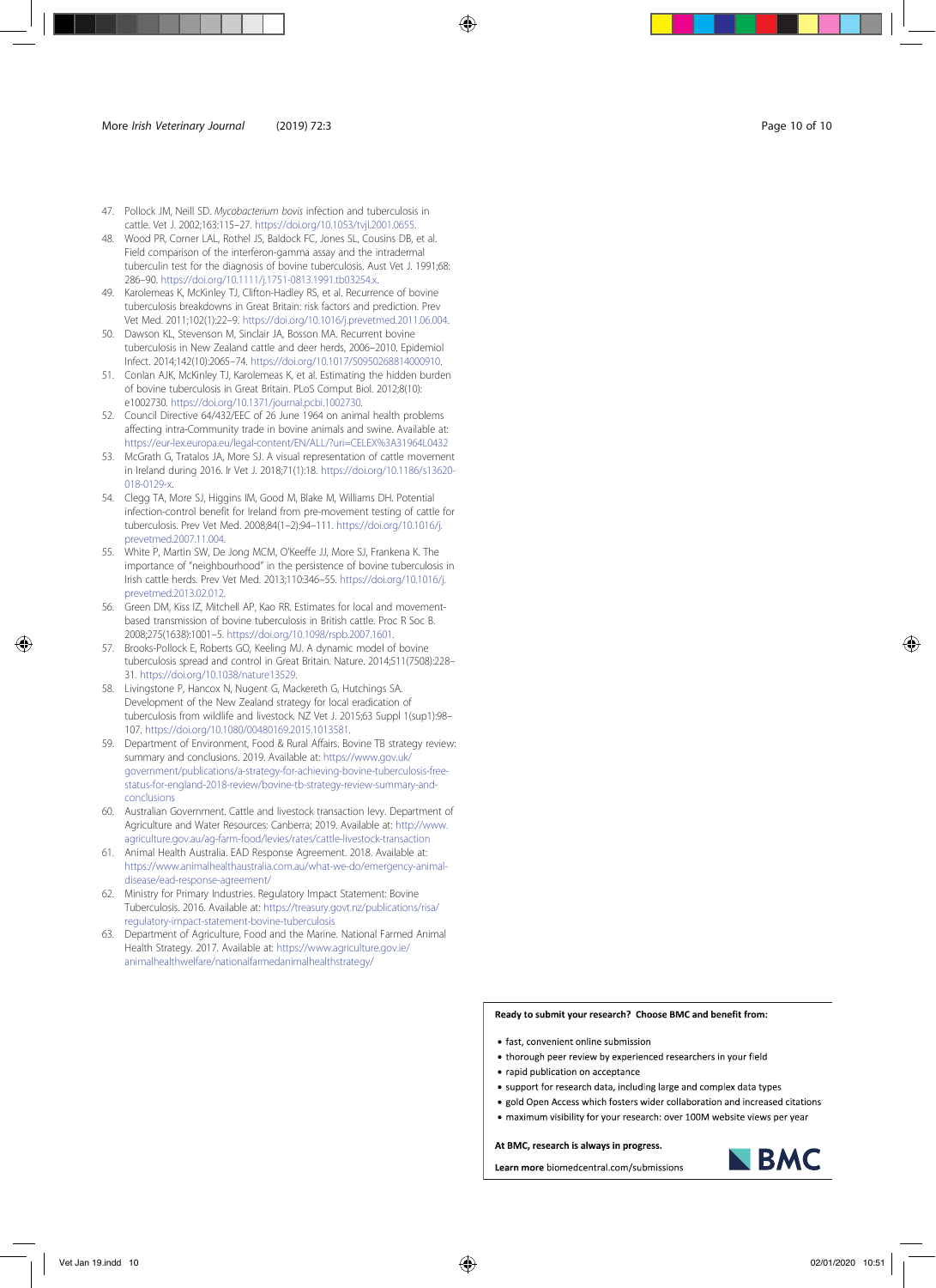47. Pollock JM, Neill SD. *Mycobacterium bovis* infection and tuberculosis in cattle. Vet J. 2002;163:115–27. https://doi.org/10.1053/tvjl.2001.0655.
48. Wood PR, Corner LAL, Rothel JS, Baldock FC, Jones SL, Cousins DB, et al. Field comparison of the interferon-gamma assay and the intradermal tuberculin test for the diagnosis of bovine tuberculosis. Aust Vet J. 1991;68: 286–90. https://doi.org/10.1111/j.1751-0813.1991.tb03254.x.
49. Karolemeas K, McKinley TJ, Clifton-Hadley RS, et al. Recurrence of bovine tuberculosis breakdowns in Great Britain: risk factors and prediction. Prev Vet Med. 2011;102(1):22–9. https://doi.org/10.1016/j.prevetmed.2011.06.004.
50. Dawson KL, Stevenson M, Sinclair JA, Bosson MA. Recurrent bovine tuberculosis in New Zealand cattle and deer herds, 2006–2010. Epidemiol Infect. 2014;142(10):2065–74. https://doi.org/10.1017/S0950268814000910.
51. Conlan AJK, McKinley TJ, Karolemeas K, et al. Estimating the hidden burden of bovine tuberculosis in Great Britain. PLoS Comput Biol. 2012;8(10): e1002730. https://doi.org/10.1371/journal.pcbi.1002730.
52. Council Directive 64/432/EEC of 26 June 1964 on animal health problems affecting intra-Community trade in bovine animals and swine. Available at: https://eur-lex.europa.eu/legal-content/EN/ALL/?uri=CELEX%3A31964L0432
53. McGrath G, Tratalos JA, More SJ. A visual representation of cattle movement in Ireland during 2016. Ir Vet J. 2018;71(1):18. https://doi.org/10.1186/s13620-018-0129-x.
54. Clegg TA, More SJ, Higgins IM, Good M, Blake M, Williams DH. Potential infection-control benefit for Ireland from pre-movement testing of cattle for tuberculosis. Prev Vet Med. 2008;84(1–2):94–111. https://doi.org/10.1016/j.prevetmed.2007.11.004.
55. White P, Martin SW, De Jong MCM, O'Keeffe JJ, More SJ, Frankena K. The importance of "neighbourhood" in the persistence of bovine tuberculosis in Irish cattle herds. Prev Vet Med. 2013;110:346–55. https://doi.org/10.1016/j.prevetmed.2013.02.012.
56. Green DM, Kiss IZ, Mitchell AP, Kao RR. Estimates for local and movement-based transmission of bovine tuberculosis in British cattle. Proc R Soc B. 2008;275(1638):1001–5. https://doi.org/10.1098/rspb.2007.1601.
57. Brooks-Pollock E, Roberts GO, Keeling MJ. A dynamic model of bovine tuberculosis spread and control in Great Britain. Nature. 2014;511(7508):228–31. https://doi.org/10.1038/nature13529.
58. Livingstone P, Hancox N, Nugent G, Mackereth G, Hutchings SA. Development of the New Zealand strategy for local eradication of tuberculosis from wildlife and livestock. NZ Vet J. 2015;63 Suppl 1(sup1):98–107. https://doi.org/10.1080/00480169.2015.1013581.
59. Department of Environment, Food & Rural Affairs. Bovine TB strategy review: summary and conclusions. 2019. Available at: https://www.gov.uk/government/publications/a-strategy-for-achieving-bovine-tuberculosis-free-status-for-england-2018-review/bovine-tb-strategy-review-summary-and-conclusions
60. Australian Government. Cattle and livestock transaction levy. Department of Agriculture and Water Resources: Canberra; 2019. Available at: http://www.agriculture.gov.au/ag-farm-food/levies/rates/cattle-livestock-transaction
61. Animal Health Australia. EAD Response Agreement. 2018. Available at: https://www.animalhealthaustralia.com.au/what-we-do/emergency-animal-disease/ead-response-agreement/
62. Ministry for Primary Industries. Regulatory Impact Statement: Bovine Tuberculosis. 2016. Available at: https://treasury.govt.nz/publications/risa/regulatory-impact-statement-bovine-tuberculosis
63. Department of Agriculture, Food and the Marine. National Farmed Animal Health Strategy. 2017. Available at: https://www.agriculture.gov.ie/animalhealthwelfare/nationalfarmedanimalhealthstrategy/

**Ready to submit your research? Choose BMC and benefit from:**

- fast, convenient online submission
- thorough peer review by experienced researchers in your field
- rapid publication on acceptance
- support for research data, including large and complex data types
- gold Open Access which fosters wider collaboration and increased citations
- maximum visibility for your research: over 100M website views per year

**At BMC, research is always in progress.**

**Learn more** biomedcentral.com/submissions

BMC